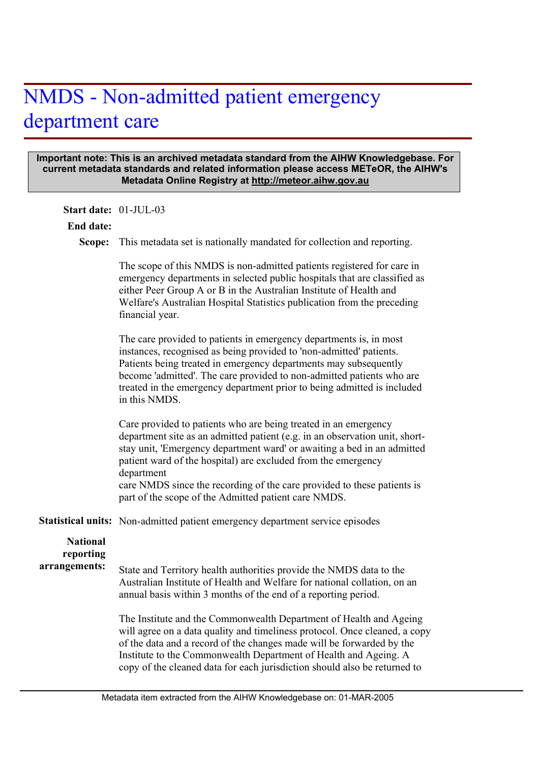# NMDS - Non-admitted patient emergency department care

**Important note: This is an archived metadata standard from the AIHW Knowledgebase. For current metadata standards and related information please access METeOR, the AIHW's Metadata Online Registry at http://meteor.aihw.gov.au**

**Start date:** 01-JUL-03

**End date:**

**Scope:** This metadata set is nationally mandated for collection and reporting.

The scope of this NMDS is non-admitted patients registered for care in emergency departments in selected public hospitals that are classified as either Peer Group A or B in the Australian Institute of Health and Welfare's Australian Hospital Statistics publication from the preceding financial year.

The care provided to patients in emergency departments is, in most instances, recognised as being provided to 'non-admitted' patients. Patients being treated in emergency departments may subsequently become 'admitted'. The care provided to non-admitted patients who are treated in the emergency department prior to being admitted is included in this NMDS.

Care provided to patients who are being treated in an emergency department site as an admitted patient (e.g. in an observation unit, short-stay unit, 'Emergency department ward' or awaiting a bed in an admitted patient ward of the hospital) are excluded from the emergency department care NMDS since the recording of the care provided to these patients is part of the scope of the Admitted patient care NMDS.

**Statistical units:** Non-admitted patient emergency department service episodes

**National reporting arrangements:**

State and Territory health authorities provide the NMDS data to the Australian Institute of Health and Welfare for national collation, on an annual basis within 3 months of the end of a reporting period.

The Institute and the Commonwealth Department of Health and Ageing will agree on a data quality and timeliness protocol. Once cleaned, a copy of the data and a record of the changes made will be forwarded by the Institute to the Commonwealth Department of Health and Ageing. A copy of the cleaned data for each jurisdiction should also be returned to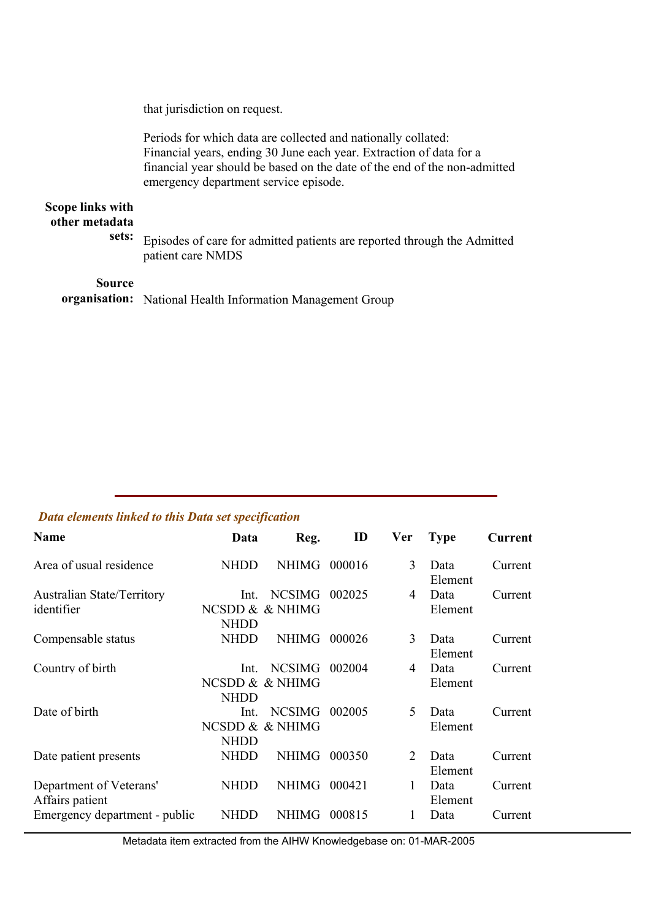that jurisdiction on request.

Periods for which data are collected and nationally collated:
Financial years, ending 30 June each year. Extraction of data for a financial year should be based on the date of the end of the non-admitted emergency department service episode.

**Scope links with other metadata sets:** Episodes of care for admitted patients are reported through the Admitted patient care NMDS

**Source organisation:** National Health Information Management Group

---

***Data elements linked to this Data set specification***

| Name | Data | Reg. | ID | Ver | Type | Current |
|---|---|---|---|---|---|---|
| Area of usual residence | NHDD | NHIMG | 000016 | 3 | Data Element | Current |
| Australian State/Territory identifier | Int. NCSDD & NHDD | NCSIMG & NHIMG | 002025 | 4 | Data Element | Current |
| Compensable status | NHDD | NHIMG | 000026 | 3 | Data Element | Current |
| Country of birth | Int. NCSDD & NHDD | NCSIMG & NHIMG | 002004 | 4 | Data Element | Current |
| Date of birth | Int. NCSDD & NHDD | NCSIMG & NHIMG | 002005 | 5 | Data Element | Current |
| Date patient presents | NHDD | NHIMG | 000350 | 2 | Data Element | Current |
| Department of Veterans' Affairs patient | NHDD | NHIMG | 000421 | 1 | Data Element | Current |
| Emergency department - public | NHDD | NHIMG | 000815 | 1 | Data | Current |

Metadata item extracted from the AIHW Knowledgebase on: 01-MAR-2005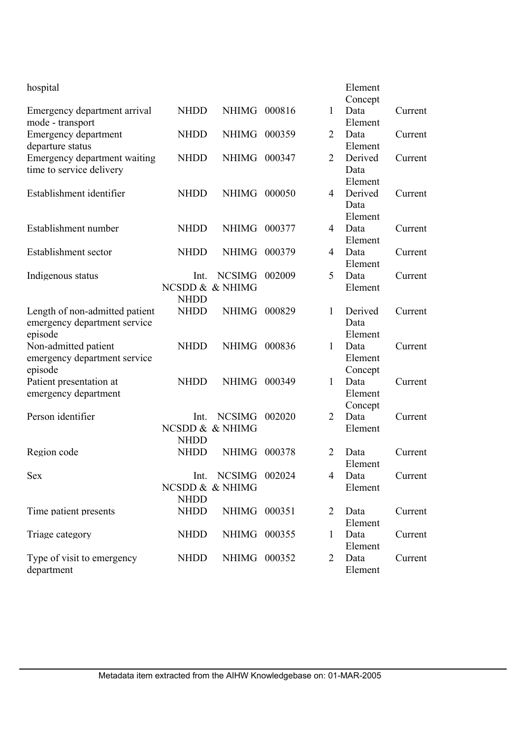| | | | | | | |
|---|---|---|---|---|---|---|
| hospital | | | | | Element Concept | |
| Emergency department arrival mode - transport | NHDD | NHIMG | 000816 | 1 | Data Element | Current |
| Emergency department departure status | NHDD | NHIMG | 000359 | 2 | Data Element | Current |
| Emergency department waiting time to service delivery | NHDD | NHIMG | 000347 | 2 | Derived Data Element | Current |
| Establishment identifier | NHDD | NHIMG | 000050 | 4 | Derived Data Element | Current |
| Establishment number | NHDD | NHIMG | 000377 | 4 | Data Element | Current |
| Establishment sector | NHDD | NHIMG | 000379 | 4 | Data Element | Current |
| Indigenous status | Int. NCSDD & NHDD | NCSIMG & NHIMG | 002009 | 5 | Data Element | Current |
| Length of non-admitted patient emergency department service episode | NHDD | NHIMG | 000829 | 1 | Derived Data Element | Current |
| Non-admitted patient emergency department service episode | NHDD | NHIMG | 000836 | 1 | Data Element Concept | Current |
| Patient presentation at emergency department | NHDD | NHIMG | 000349 | 1 | Data Element Concept | Current |
| Person identifier | Int. NCSDD & NHDD | NCSIMG & NHIMG | 002020 | 2 | Data Element | Current |
| Region code | NHDD | NHIMG | 000378 | 2 | Data Element | Current |
| Sex | Int. NCSDD & NHDD | NCSIMG & NHIMG | 002024 | 4 | Data Element | Current |
| Time patient presents | NHDD | NHIMG | 000351 | 2 | Data Element | Current |
| Triage category | NHDD | NHIMG | 000355 | 1 | Data Element | Current |
| Type of visit to emergency department | NHDD | NHIMG | 000352 | 2 | Data Element | Current |